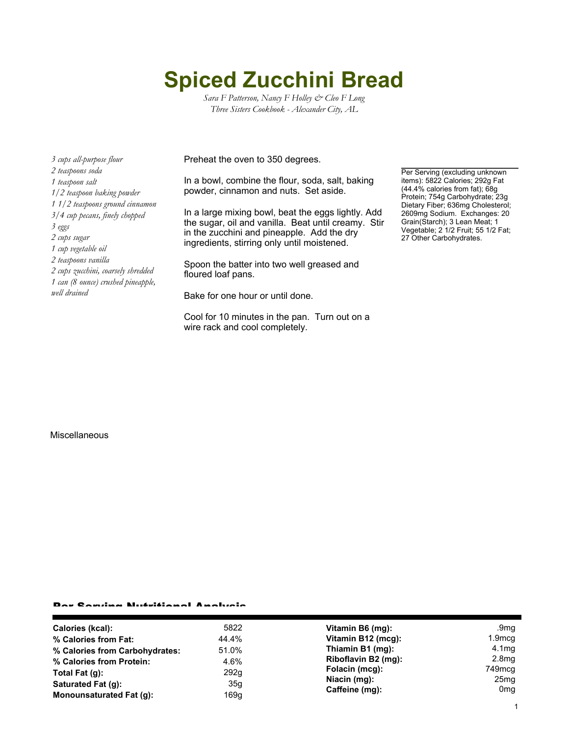# Spiced Zucchini Bread

*Sara F Patterson, Nancy F Holley & Cleo F Long*
*Three Sisters Cookbook - Alexander City, AL*

*3 cups all-purpose flour*
*2 teaspoons soda*
*1 teaspoon salt*
*1/2 teaspoon baking powder*
*1 1/2 teaspoons ground cinnamon*
*3/4 cup pecans, finely chopped*
*3 eggs*
*2 cups sugar*
*1 cup vegetable oil*
*2 teaspoons vanilla*
*2 cups zucchini, coarsely shredded*
*1 can (8 ounce) crushed pineapple, well drained*

Preheat the oven to 350 degrees.

In a bowl, combine the flour, soda, salt, baking powder, cinnamon and nuts. Set aside.

In a large mixing bowl, beat the eggs lightly. Add the sugar, oil and vanilla. Beat until creamy. Stir in the zucchini and pineapple. Add the dry ingredients, stirring only until moistened.

Spoon the batter into two well greased and floured loaf pans.

Bake for one hour or until done.

Cool for 10 minutes in the pan. Turn out on a wire rack and cool completely.

Per Serving (excluding unknown items): 5822 Calories; 292g Fat (44.4% calories from fat); 68g Protein; 754g Carbohydrate; 23g Dietary Fiber; 636mg Cholesterol; 2609mg Sodium. Exchanges: 20 Grain(Starch); 3 Lean Meat; 1 Vegetable; 2 1/2 Fruit; 55 1/2 Fat; 27 Other Carbohydrates.

Miscellaneous

## Per Serving Nutritional Analysis

| | | | |
|---|---|---|---|
| **Calories (kcal):** | 5822 | **Vitamin B6 (mg):** | .9mg |
| **% Calories from Fat:** | 44.4% | **Vitamin B12 (mcg):** | 1.9mcg |
| **% Calories from Carbohydrates:** | 51.0% | **Thiamin B1 (mg):** | 4.1mg |
| **% Calories from Protein:** | 4.6% | **Riboflavin B2 (mg):** | 2.8mg |
| **Total Fat (g):** | 292g | **Folacin (mcg):** | 749mcg |
| **Saturated Fat (g):** | 35g | **Niacin (mg):** | 25mg |
| **Monounsaturated Fat (g):** | 169g | **Caffeine (mg):** | 0mg |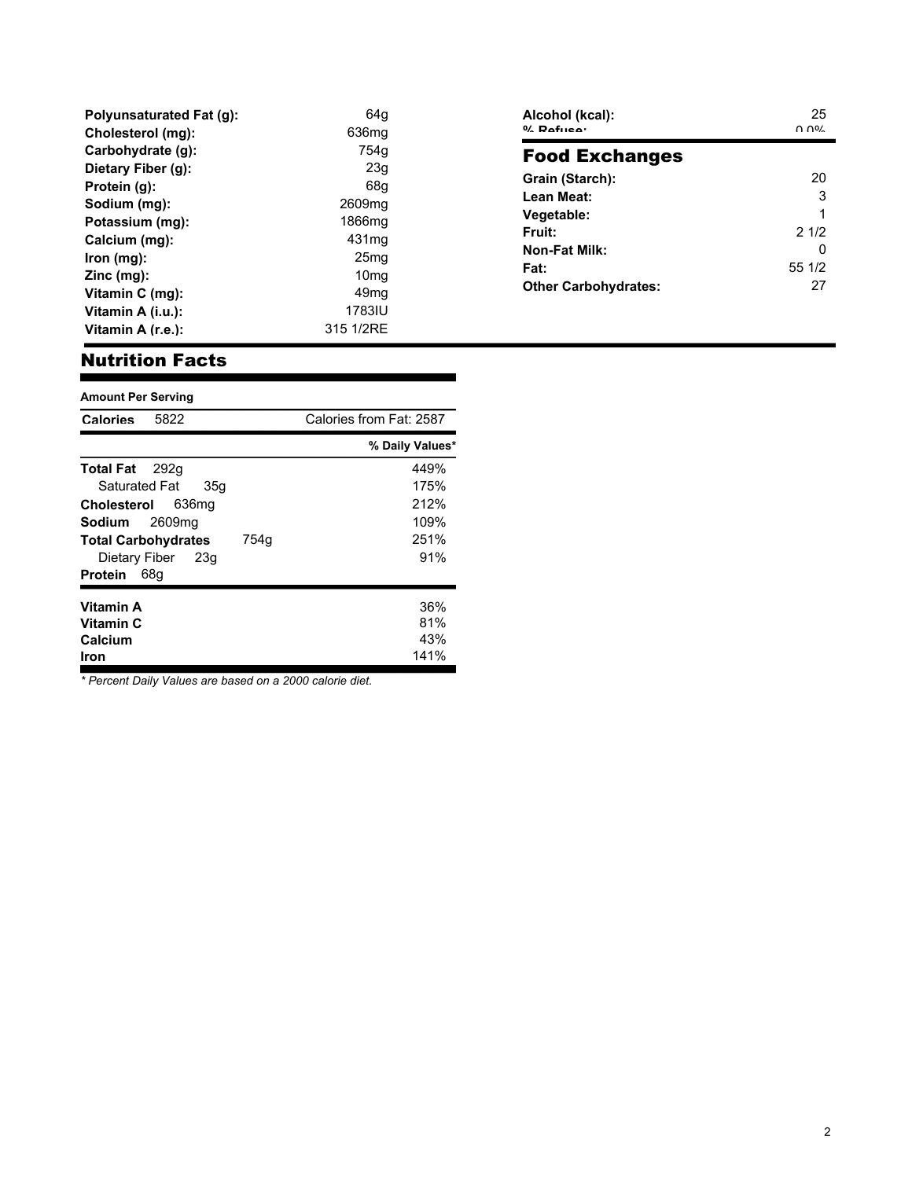| | |
|---|---|
| **Polyunsaturated Fat (g):** | 64g |
| **Cholesterol (mg):** | 636mg |
| **Carbohydrate (g):** | 754g |
| **Dietary Fiber (g):** | 23g |
| **Protein (g):** | 68g |
| **Sodium (mg):** | 2609mg |
| **Potassium (mg):** | 1866mg |
| **Calcium (mg):** | 431mg |
| **Iron (mg):** | 25mg |
| **Zinc (mg):** | 10mg |
| **Vitamin C (mg):** | 49mg |
| **Vitamin A (i.u.):** | 1783IU |
| **Vitamin A (r.e.):** | 315 1/2RE |

| | |
|---|---|
| **Alcohol (kcal):** | 25 |
| **% Refuse:** | 0.0% |

## Food Exchanges

| | |
|---|---|
| **Grain (Starch):** | 20 |
| **Lean Meat:** | 3 |
| **Vegetable:** | 1 |
| **Fruit:** | 2 1/2 |
| **Non-Fat Milk:** | 0 |
| **Fat:** | 55 1/2 |
| **Other Carbohydrates:** | 27 |

## Nutrition Facts

**Amount Per Serving**

| | |
|---|---|
| **Calories** 5822 | Calories from Fat: 2587 |
| | **% Daily Values*** |
| **Total Fat** 292g | 449% |
| Saturated Fat 35g | 175% |
| **Cholesterol** 636mg | 212% |
| **Sodium** 2609mg | 109% |
| **Total Carbohydrates** 754g | 251% |
| Dietary Fiber 23g | 91% |
| **Protein** 68g | |
| **Vitamin A** | 36% |
| **Vitamin C** | 81% |
| **Calcium** | 43% |
| **Iron** | 141% |

*\* Percent Daily Values are based on a 2000 calorie diet.*